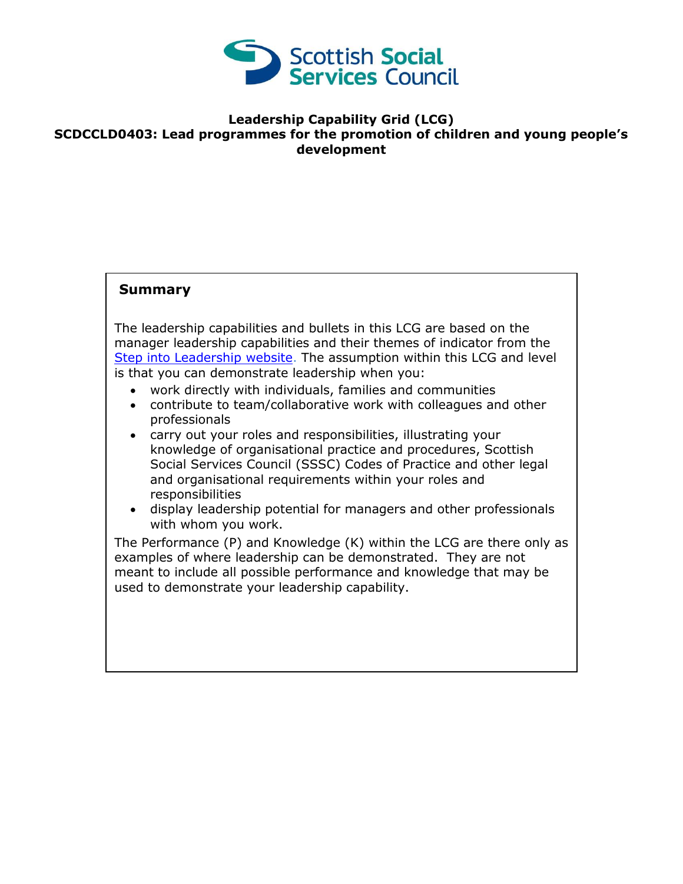**Leadership Capability Grid (LCG)**
**SCDCCLD0403: Lead programmes for the promotion of children and young people's development**

## Summary

The leadership capabilities and bullets in this LCG are based on the manager leadership capabilities and their themes of indicator from the [Step into Leadership website](). The assumption within this LCG and level is that you can demonstrate leadership when you:

- work directly with individuals, families and communities
- contribute to team/collaborative work with colleagues and other professionals
- carry out your roles and responsibilities, illustrating your knowledge of organisational practice and procedures, Scottish Social Services Council (SSSC) Codes of Practice and other legal and organisational requirements within your roles and responsibilities
- display leadership potential for managers and other professionals with whom you work.

The Performance (P) and Knowledge (K) within the LCG are there only as examples of where leadership can be demonstrated. They are not meant to include all possible performance and knowledge that may be used to demonstrate your leadership capability.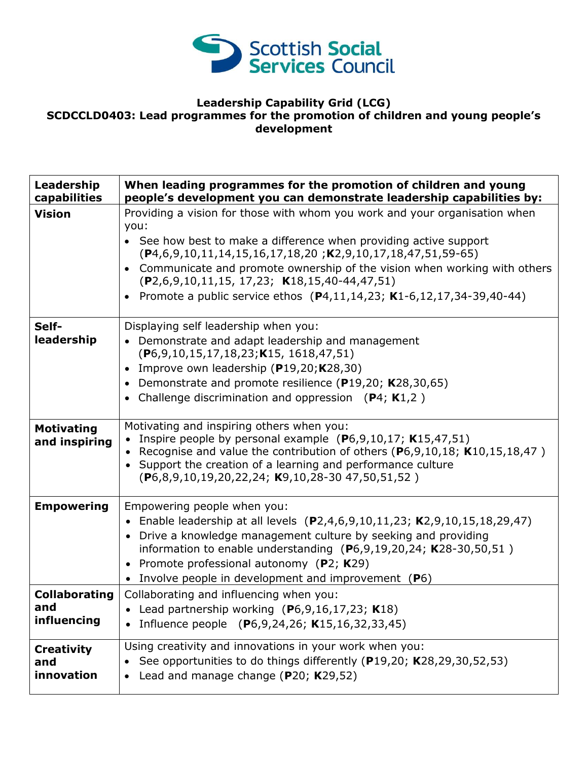**Leadership Capability Grid (LCG)**
**SCDCCLD0403: Lead programmes for the promotion of children and young people's development**

| **Leadership capabilities** | **When leading programmes for the promotion of children and young people's development you can demonstrate leadership capabilities by:** |
|---|---|
| **Vision** | Providing a vision for those with whom you work and your organisation when you:<br>• See how best to make a difference when providing active support (**P**4,6,9,10,11,14,15,16,17,18,20 ;**K**2,9,10,17,18,47,51,59-65)<br>• Communicate and promote ownership of the vision when working with others (**P**2,6,9,10,11,15, 17,23; **K**18,15,40-44,47,51)<br>• Promote a public service ethos (**P**4,11,14,23; **K**1-6,12,17,34-39,40-44) |
| **Self-leadership** | Displaying self leadership when you:<br>• Demonstrate and adapt leadership and management (**P**6,9,10,15,17,18,23;**K**15, 1618,47,51)<br>• Improve own leadership (**P**19,20;**K**28,30)<br>• Demonstrate and promote resilience (**P**19,20; **K**28,30,65)<br>• Challenge discrimination and oppression (**P**4; **K**1,2 ) |
| **Motivating and inspiring** | Motivating and inspiring others when you:<br>• Inspire people by personal example (**P**6,9,10,17; **K**15,47,51)<br>• Recognise and value the contribution of others (**P**6,9,10,18; **K**10,15,18,47 )<br>• Support the creation of a learning and performance culture (**P**6,8,9,10,19,20,22,24; **K**9,10,28-30 47,50,51,52 ) |
| **Empowering** | Empowering people when you:<br>• Enable leadership at all levels (**P**2,4,6,9,10,11,23; **K**2,9,10,15,18,29,47)<br>• Drive a knowledge management culture by seeking and providing information to enable understanding (**P**6,9,19,20,24; **K**28-30,50,51 )<br>• Promote professional autonomy (**P**2; **K**29)<br>• Involve people in development and improvement (**P**6) |
| **Collaborating and influencing** | Collaborating and influencing when you:<br>• Lead partnership working (**P**6,9,16,17,23; **K**18)<br>• Influence people (**P**6,9,24,26; **K**15,16,32,33,45) |
| **Creativity and innovation** | Using creativity and innovations in your work when you:<br>• See opportunities to do things differently (**P**19,20; **K**28,29,30,52,53)<br>• Lead and manage change (**P**20; **K**29,52) |